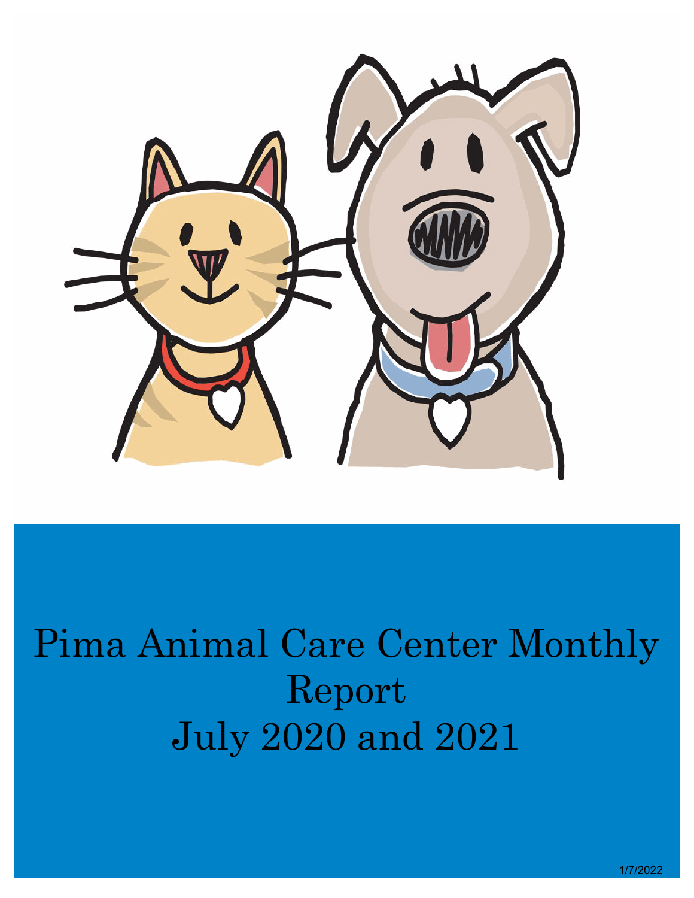# Pima Animal Care Center Monthly Report

# July 2020 and 2021

1/7/2022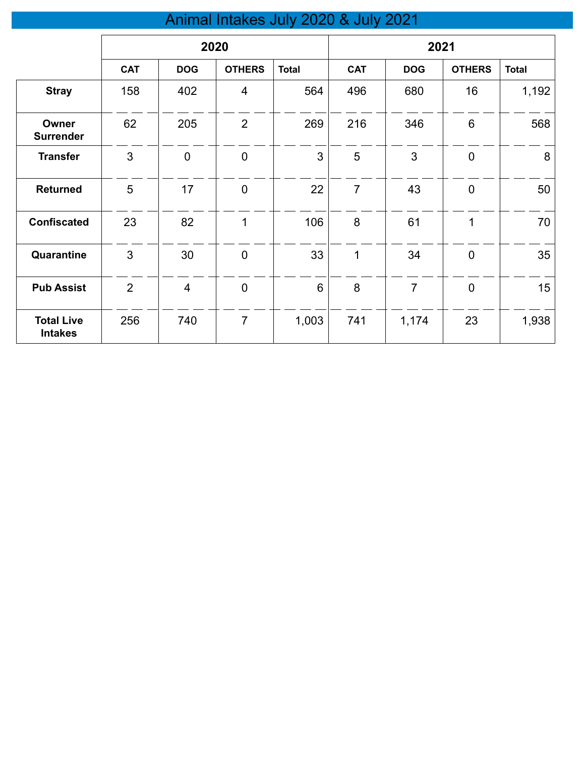# Animal Intakes July 2020 & July 2021

| | 2020 | | | | 2021 | | | |
|---|---|---|---|---|---|---|---|---|
| | CAT | DOG | OTHERS | Total | CAT | DOG | OTHERS | Total |
| **Stray** | 158 | 402 | 4 | 564 | 496 | 680 | 16 | 1,192 |
| **Owner Surrender** | 62 | 205 | 2 | 269 | 216 | 346 | 6 | 568 |
| **Transfer** | 3 | 0 | 0 | 3 | 5 | 3 | 0 | 8 |
| **Returned** | 5 | 17 | 0 | 22 | 7 | 43 | 0 | 50 |
| **Confiscated** | 23 | 82 | 1 | 106 | 8 | 61 | 1 | 70 |
| **Quarantine** | 3 | 30 | 0 | 33 | 1 | 34 | 0 | 35 |
| **Pub Assist** | 2 | 4 | 0 | 6 | 8 | 7 | 0 | 15 |
| **Total Live Intakes** | 256 | 740 | 7 | 1,003 | 741 | 1,174 | 23 | 1,938 |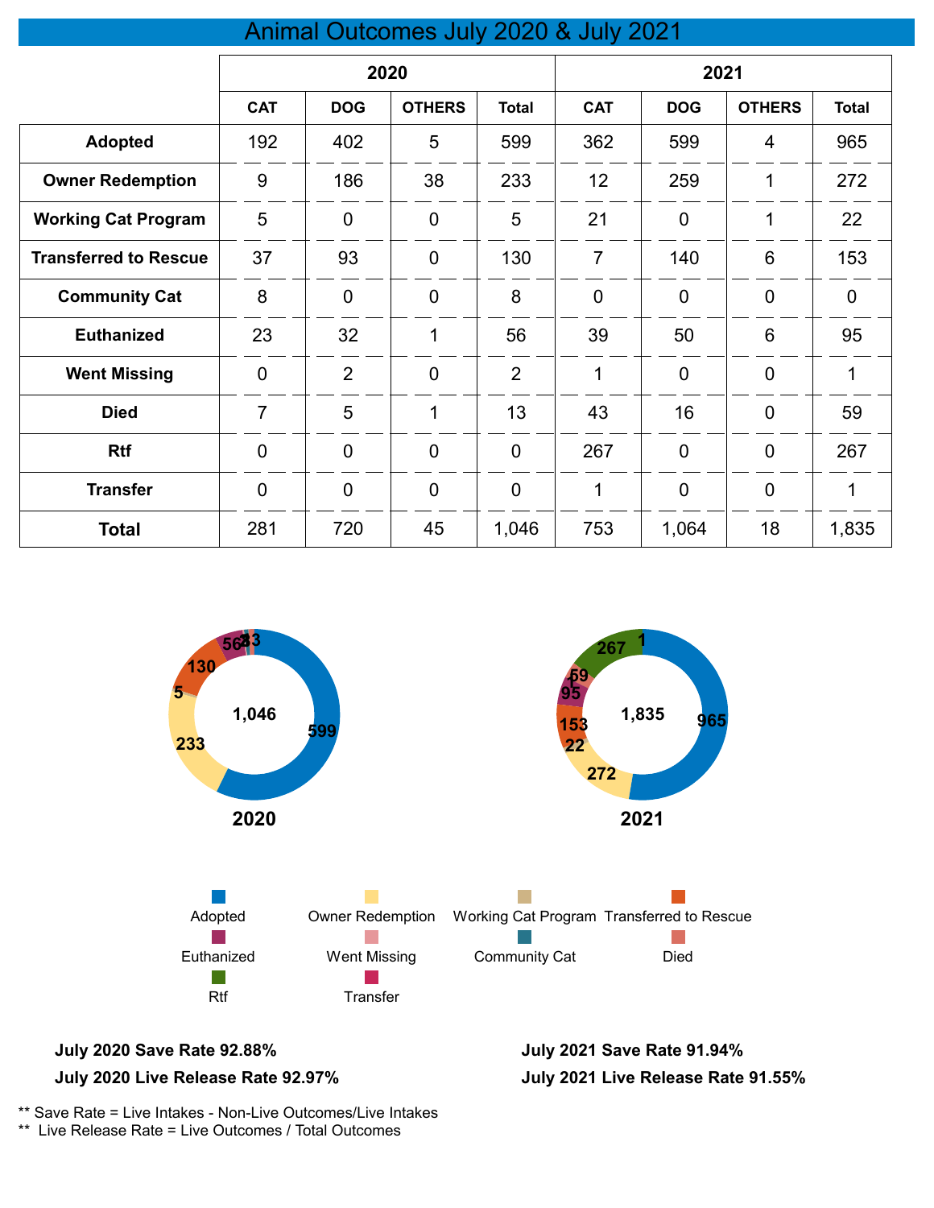# Animal Outcomes July 2020 & July 2021

| | 2020 | | | | 2021 | | | |
|---|---|---|---|---|---|---|---|---|
| | CAT | DOG | OTHERS | Total | CAT | DOG | OTHERS | Total |
| **Adopted** | 192 | 402 | 5 | 599 | 362 | 599 | 4 | 965 |
| **Owner Redemption** | 9 | 186 | 38 | 233 | 12 | 259 | 1 | 272 |
| **Working Cat Program** | 5 | 0 | 0 | 5 | 21 | 0 | 1 | 22 |
| **Transferred to Rescue** | 37 | 93 | 0 | 130 | 7 | 140 | 6 | 153 |
| **Community Cat** | 8 | 0 | 0 | 8 | 0 | 0 | 0 | 0 |
| **Euthanized** | 23 | 32 | 1 | 56 | 39 | 50 | 6 | 95 |
| **Went Missing** | 0 | 2 | 0 | 2 | 1 | 0 | 0 | 1 |
| **Died** | 7 | 5 | 1 | 13 | 43 | 16 | 0 | 59 |
| **Rtf** | 0 | 0 | 0 | 0 | 267 | 0 | 0 | 267 |
| **Transfer** | 0 | 0 | 0 | 0 | 1 | 0 | 0 | 1 |
| **Total** | 281 | 720 | 45 | 1,046 | 753 | 1,064 | 18 | 1,835 |

**2020**

**2021**

Adopted, Owner Redemption, Working Cat Program, Transferred to Rescue, Euthanized, Went Missing, Community Cat, Died, Rtf, Transfer

**July 2020 Save Rate 92.88%**

**July 2020 Live Release Rate 92.97%**

**July 2021 Save Rate 91.94%**

**July 2021 Live Release Rate 91.55%**

** Save Rate = Live Intakes - Non-Live Outcomes/Live Intakes

** Live Release Rate = Live Outcomes / Total Outcomes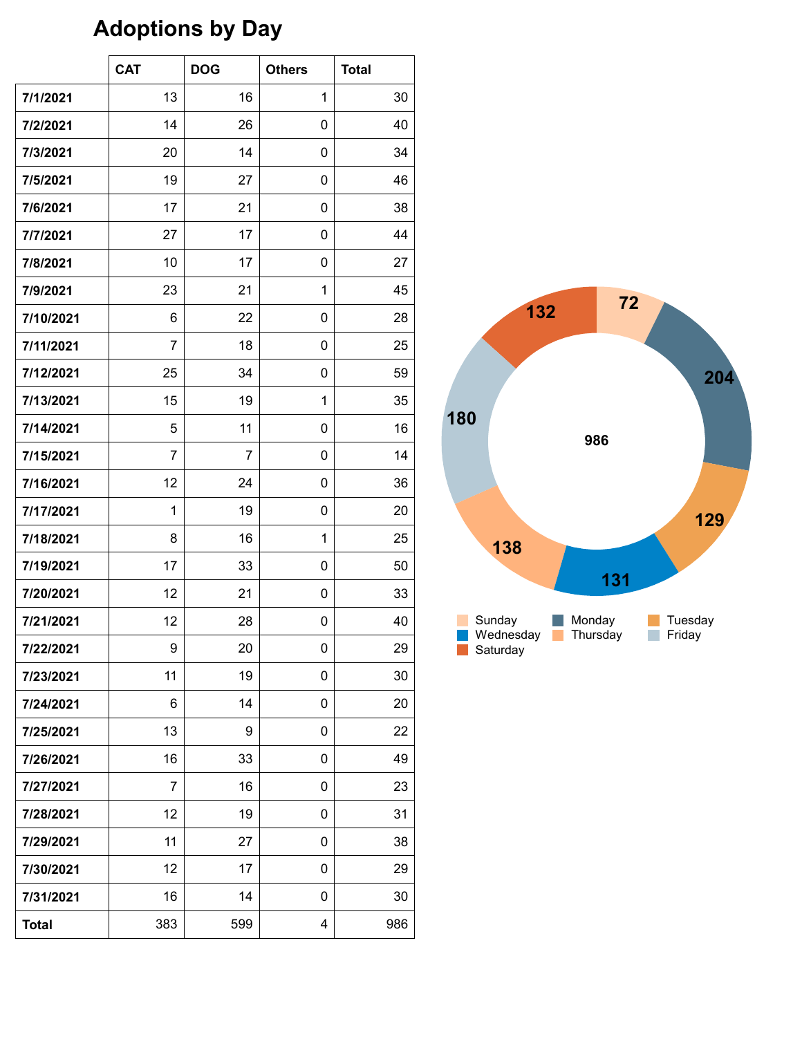# Adoptions by Day

| | CAT | DOG | Others | Total |
|---|---|---|---|---|
| 7/1/2021 | 13 | 16 | 1 | 30 |
| 7/2/2021 | 14 | 26 | 0 | 40 |
| 7/3/2021 | 20 | 14 | 0 | 34 |
| 7/5/2021 | 19 | 27 | 0 | 46 |
| 7/6/2021 | 17 | 21 | 0 | 38 |
| 7/7/2021 | 27 | 17 | 0 | 44 |
| 7/8/2021 | 10 | 17 | 0 | 27 |
| 7/9/2021 | 23 | 21 | 1 | 45 |
| 7/10/2021 | 6 | 22 | 0 | 28 |
| 7/11/2021 | 7 | 18 | 0 | 25 |
| 7/12/2021 | 25 | 34 | 0 | 59 |
| 7/13/2021 | 15 | 19 | 1 | 35 |
| 7/14/2021 | 5 | 11 | 0 | 16 |
| 7/15/2021 | 7 | 7 | 0 | 14 |
| 7/16/2021 | 12 | 24 | 0 | 36 |
| 7/17/2021 | 1 | 19 | 0 | 20 |
| 7/18/2021 | 8 | 16 | 1 | 25 |
| 7/19/2021 | 17 | 33 | 0 | 50 |
| 7/20/2021 | 12 | 21 | 0 | 33 |
| 7/21/2021 | 12 | 28 | 0 | 40 |
| 7/22/2021 | 9 | 20 | 0 | 29 |
| 7/23/2021 | 11 | 19 | 0 | 30 |
| 7/24/2021 | 6 | 14 | 0 | 20 |
| 7/25/2021 | 13 | 9 | 0 | 22 |
| 7/26/2021 | 16 | 33 | 0 | 49 |
| 7/27/2021 | 7 | 16 | 0 | 23 |
| 7/28/2021 | 12 | 19 | 0 | 31 |
| 7/29/2021 | 11 | 27 | 0 | 38 |
| 7/30/2021 | 12 | 17 | 0 | 29 |
| 7/31/2021 | 16 | 14 | 0 | 30 |
| **Total** | 383 | 599 | 4 | 986 |

| Day | Adoptions |
|---|---|
| Sunday | 72 |
| Monday | 204 |
| Tuesday | 129 |
| Wednesday | 131 |
| Thursday | 138 |
| Friday | 180 |
| Saturday | 132 |
| **Total** | 986 |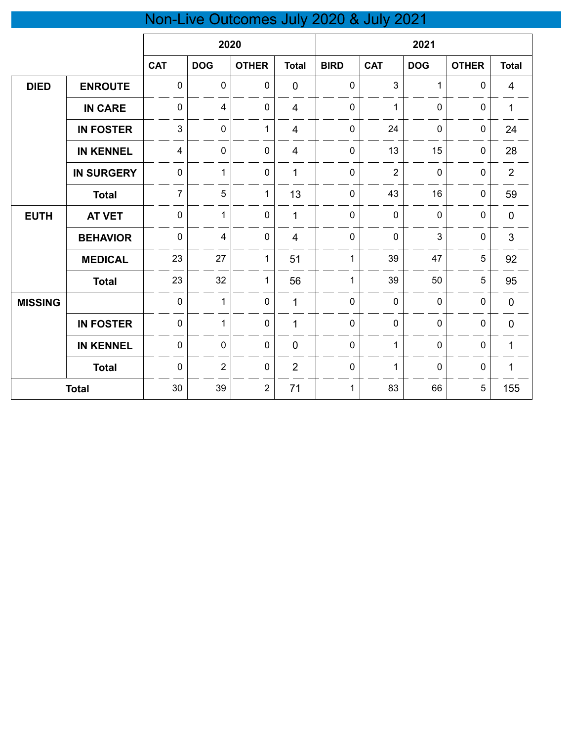# Non-Live Outcomes July 2020 & July 2021

| | | 2020 | | | | 2021 | | | | |
|---|---|---|---|---|---|---|---|---|---|---|
| | | CAT | DOG | OTHER | Total | BIRD | CAT | DOG | OTHER | Total |
| DIED | ENROUTE | 0 | 0 | 0 | 0 | 0 | 3 | 1 | 0 | 4 |
| | IN CARE | 0 | 4 | 0 | 4 | 0 | 1 | 0 | 0 | 1 |
| | IN FOSTER | 3 | 0 | 1 | 4 | 0 | 24 | 0 | 0 | 24 |
| | IN KENNEL | 4 | 0 | 0 | 4 | 0 | 13 | 15 | 0 | 28 |
| | IN SURGERY | 0 | 1 | 0 | 1 | 0 | 2 | 0 | 0 | 2 |
| | Total | 7 | 5 | 1 | 13 | 0 | 43 | 16 | 0 | 59 |
| EUTH | AT VET | 0 | 1 | 0 | 1 | 0 | 0 | 0 | 0 | 0 |
| | BEHAVIOR | 0 | 4 | 0 | 4 | 0 | 0 | 3 | 0 | 3 |
| | MEDICAL | 23 | 27 | 1 | 51 | 1 | 39 | 47 | 5 | 92 |
| | Total | 23 | 32 | 1 | 56 | 1 | 39 | 50 | 5 | 95 |
| MISSING | | 0 | 1 | 0 | 1 | 0 | 0 | 0 | 0 | 0 |
| | IN FOSTER | 0 | 1 | 0 | 1 | 0 | 0 | 0 | 0 | 0 |
| | IN KENNEL | 0 | 0 | 0 | 0 | 0 | 1 | 0 | 0 | 1 |
| | Total | 0 | 2 | 0 | 2 | 0 | 1 | 0 | 0 | 1 |
| Total | | 30 | 39 | 2 | 71 | 1 | 83 | 66 | 5 | 155 |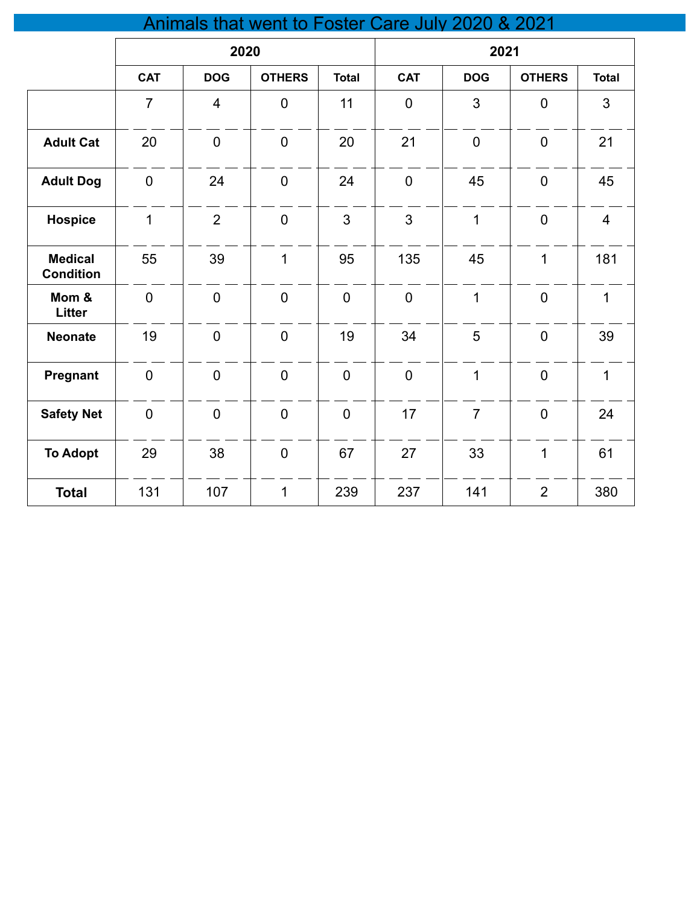# Animals that went to Foster Care July 2020 & 2021

| | 2020 | | | | 2021 | | | |
|---|---|---|---|---|---|---|---|---|
| | CAT | DOG | OTHERS | Total | CAT | DOG | OTHERS | Total |
| | 7 | 4 | 0 | 11 | 0 | 3 | 0 | 3 |
| **Adult Cat** | 20 | 0 | 0 | 20 | 21 | 0 | 0 | 21 |
| **Adult Dog** | 0 | 24 | 0 | 24 | 0 | 45 | 0 | 45 |
| **Hospice** | 1 | 2 | 0 | 3 | 3 | 1 | 0 | 4 |
| **Medical Condition** | 55 | 39 | 1 | 95 | 135 | 45 | 1 | 181 |
| **Mom & Litter** | 0 | 0 | 0 | 0 | 0 | 1 | 0 | 1 |
| **Neonate** | 19 | 0 | 0 | 19 | 34 | 5 | 0 | 39 |
| **Pregnant** | 0 | 0 | 0 | 0 | 0 | 1 | 0 | 1 |
| **Safety Net** | 0 | 0 | 0 | 0 | 17 | 7 | 0 | 24 |
| **To Adopt** | 29 | 38 | 0 | 67 | 27 | 33 | 1 | 61 |
| **Total** | 131 | 107 | 1 | 239 | 237 | 141 | 2 | 380 |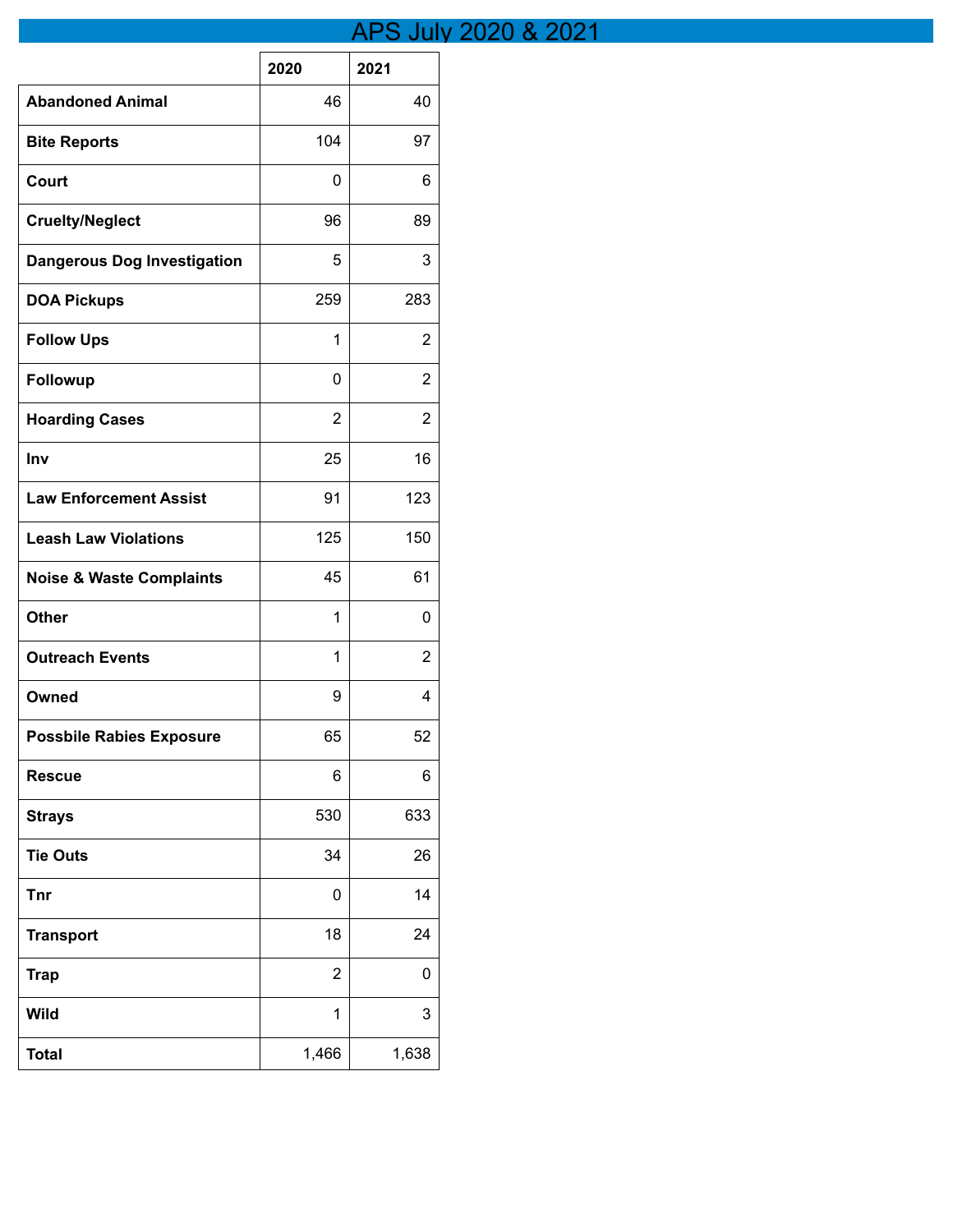# APS July 2020 & 2021

| | 2020 | 2021 |
|---|---|---|
| **Abandoned Animal** | 46 | 40 |
| **Bite Reports** | 104 | 97 |
| **Court** | 0 | 6 |
| **Cruelty/Neglect** | 96 | 89 |
| **Dangerous Dog Investigation** | 5 | 3 |
| **DOA Pickups** | 259 | 283 |
| **Follow Ups** | 1 | 2 |
| **Followup** | 0 | 2 |
| **Hoarding Cases** | 2 | 2 |
| **Inv** | 25 | 16 |
| **Law Enforcement Assist** | 91 | 123 |
| **Leash Law Violations** | 125 | 150 |
| **Noise & Waste Complaints** | 45 | 61 |
| **Other** | 1 | 0 |
| **Outreach Events** | 1 | 2 |
| **Owned** | 9 | 4 |
| **Possbile Rabies Exposure** | 65 | 52 |
| **Rescue** | 6 | 6 |
| **Strays** | 530 | 633 |
| **Tie Outs** | 34 | 26 |
| **Tnr** | 0 | 14 |
| **Transport** | 18 | 24 |
| **Trap** | 2 | 0 |
| **Wild** | 1 | 3 |
| **Total** | 1,466 | 1,638 |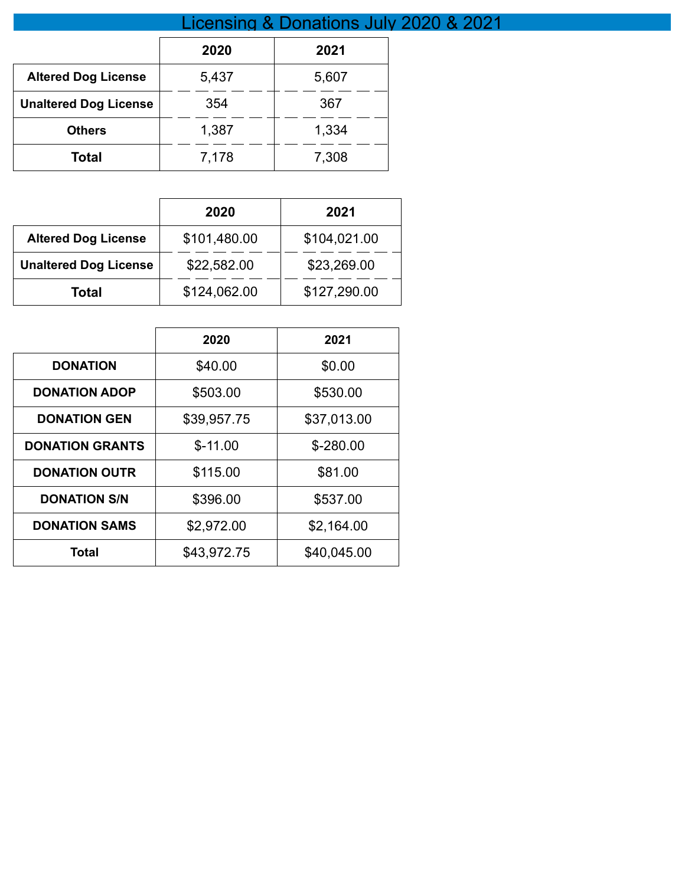# Licensing & Donations July 2020 & 2021

| | 2020 | 2021 |
|---|---|---|
| **Altered Dog License** | 5,437 | 5,607 |
| **Unaltered Dog License** | 354 | 367 |
| **Others** | 1,387 | 1,334 |
| **Total** | 7,178 | 7,308 |

| | 2020 | 2021 |
|---|---|---|
| **Altered Dog License** | $101,480.00 | $104,021.00 |
| **Unaltered Dog License** | $22,582.00 | $23,269.00 |
| **Total** | $124,062.00 | $127,290.00 |

| | 2020 | 2021 |
|---|---|---|
| **DONATION** | $40.00 | $0.00 |
| **DONATION ADOP** | $503.00 | $530.00 |
| **DONATION GEN** | $39,957.75 | $37,013.00 |
| **DONATION GRANTS** | $-11.00 | $-280.00 |
| **DONATION OUTR** | $115.00 | $81.00 |
| **DONATION S/N** | $396.00 | $537.00 |
| **DONATION SAMS** | $2,972.00 | $2,164.00 |
| **Total** | $43,972.75 | $40,045.00 |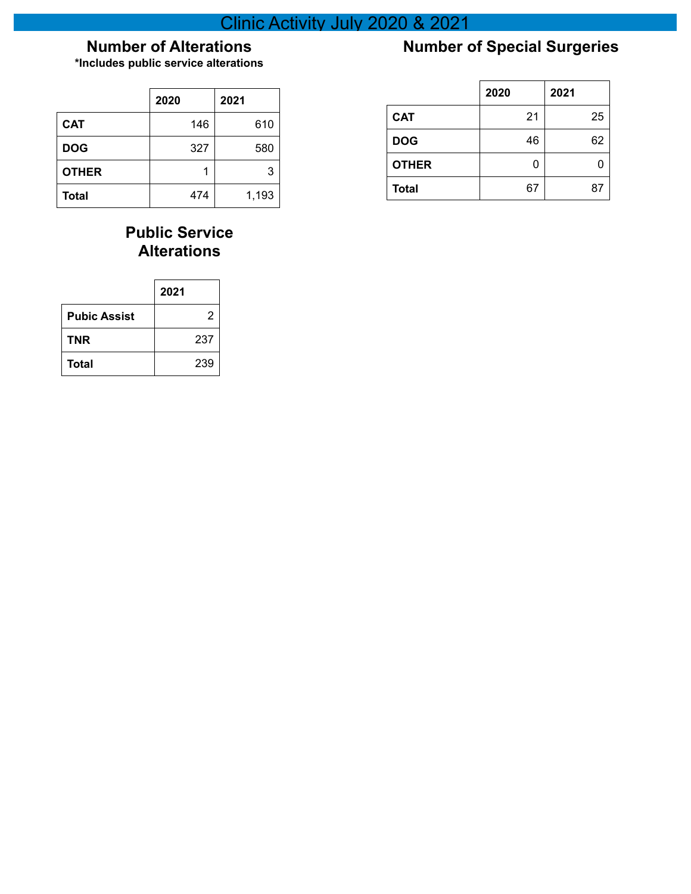# Clinic Activity July 2020 & 2021

## Number of Alterations

***Includes public service alterations**

| | 2020 | 2021 |
|---|---|---|
| **CAT** | 146 | 610 |
| **DOG** | 327 | 580 |
| **OTHER** | 1 | 3 |
| **Total** | 474 | 1,193 |

## Number of Special Surgeries

| | 2020 | 2021 |
|---|---|---|
| **CAT** | 21 | 25 |
| **DOG** | 46 | 62 |
| **OTHER** | 0 | 0 |
| **Total** | 67 | 87 |

## Public Service Alterations

| | 2021 |
|---|---|
| **Pubic Assist** | 2 |
| **TNR** | 237 |
| **Total** | 239 |